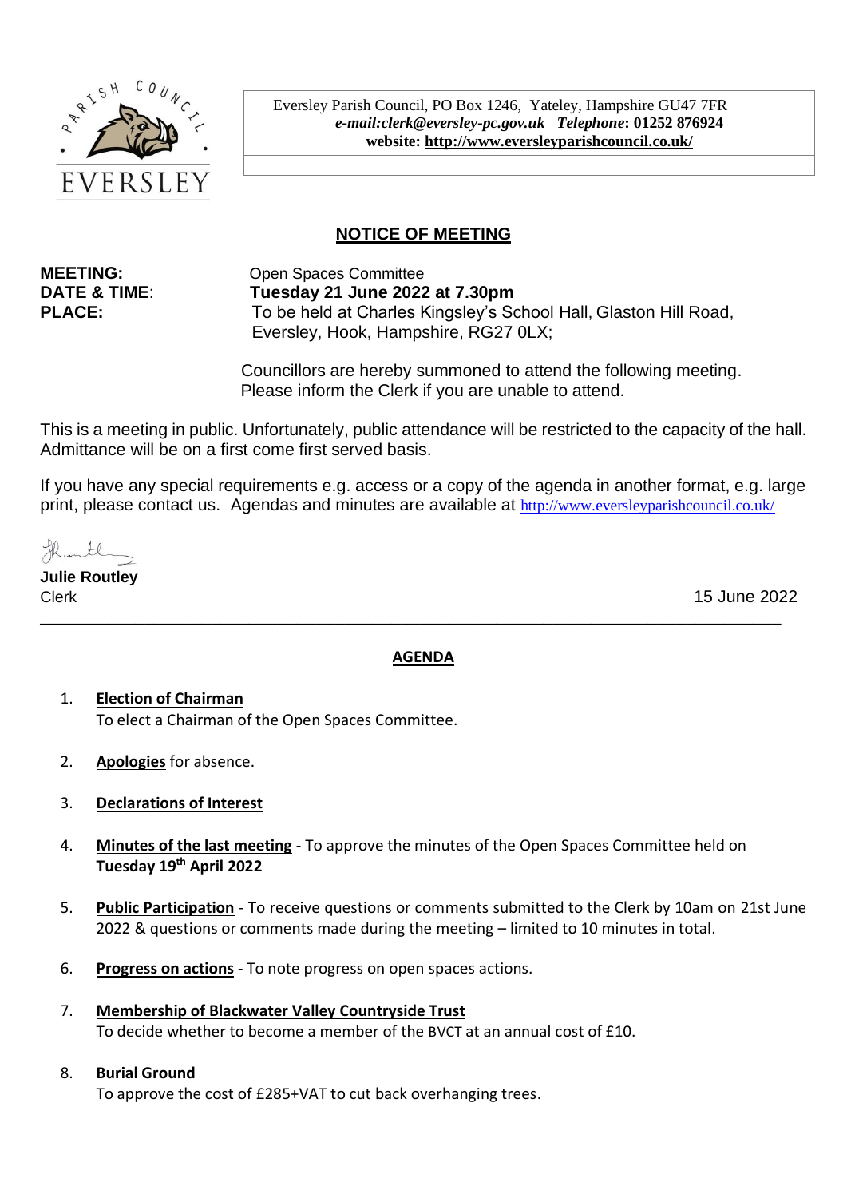PARISH COUNCIL
EVERSLEY

Eversley Parish Council, PO Box 1246, Yateley, Hampshire GU47 7FR
***e-mail:clerk@eversley-pc.gov.uk*** ***Telephone*:** **01252 876924**
**website: http://www.eversleyparishcouncil.co.uk/**

## NOTICE OF MEETING

**MEETING:** Open Spaces Committee
**DATE & TIME**: **Tuesday 21 June 2022 at 7.30pm**
**PLACE:** To be held at Charles Kingsley's School Hall, Glaston Hill Road, Eversley, Hook, Hampshire, RG27 0LX;

Councillors are hereby summoned to attend the following meeting.
Please inform the Clerk if you are unable to attend.

This is a meeting in public. Unfortunately, public attendance will be restricted to the capacity of the hall. Admittance will be on a first come first served basis.

If you have any special requirements e.g. access or a copy of the agenda in another format, e.g. large print, please contact us. Agendas and minutes are available at http://www.eversleyparishcouncil.co.uk/

**Julie Routley**
Clerk

15 June 2022

---

## AGENDA

1. **Election of Chairman**
   To elect a Chairman of the Open Spaces Committee.

2. **Apologies** for absence.

3. **Declarations of Interest**

4. **Minutes of the last meeting** - To approve the minutes of the Open Spaces Committee held on **Tuesday 19th April 2022**

5. **Public Participation** - To receive questions or comments submitted to the Clerk by 10am on 21st June 2022 & questions or comments made during the meeting – limited to 10 minutes in total.

6. **Progress on actions** - To note progress on open spaces actions.

7. **Membership of Blackwater Valley Countryside Trust**
   To decide whether to become a member of the BVCT at an annual cost of £10.

8. **Burial Ground**
   To approve the cost of £285+VAT to cut back overhanging trees.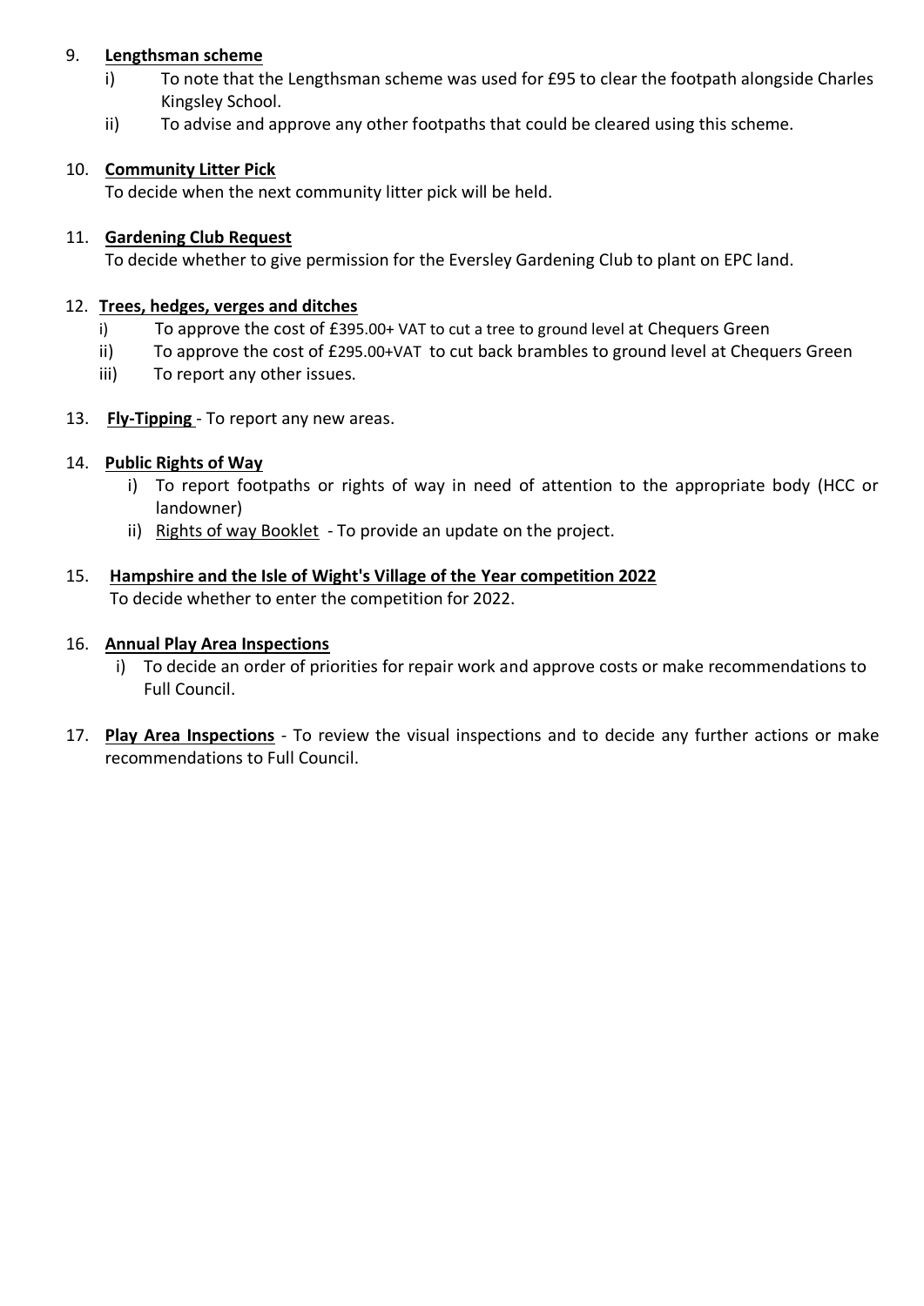9. **Lengthsman scheme**
    i) To note that the Lengthsman scheme was used for £95 to clear the footpath alongside Charles Kingsley School.
    ii) To advise and approve any other footpaths that could be cleared using this scheme.

10. **Community Litter Pick**
    To decide when the next community litter pick will be held.

11. **Gardening Club Request**
    To decide whether to give permission for the Eversley Gardening Club to plant on EPC land.

12. **Trees, hedges, verges and ditches**
    i) To approve the cost of £395.00+ VAT to cut a tree to ground level at Chequers Green
    ii) To approve the cost of £295.00+VAT to cut back brambles to ground level at Chequers Green
    iii) To report any other issues.

13. **Fly-Tipping** - To report any new areas.

14. **Public Rights of Way**
    i) To report footpaths or rights of way in need of attention to the appropriate body (HCC or landowner)
    ii) Rights of way Booklet - To provide an update on the project.

15. **Hampshire and the Isle of Wight's Village of the Year competition 2022**
    To decide whether to enter the competition for 2022.

16. **Annual Play Area Inspections**
    i) To decide an order of priorities for repair work and approve costs or make recommendations to Full Council.

17. **Play Area Inspections** - To review the visual inspections and to decide any further actions or make recommendations to Full Council.